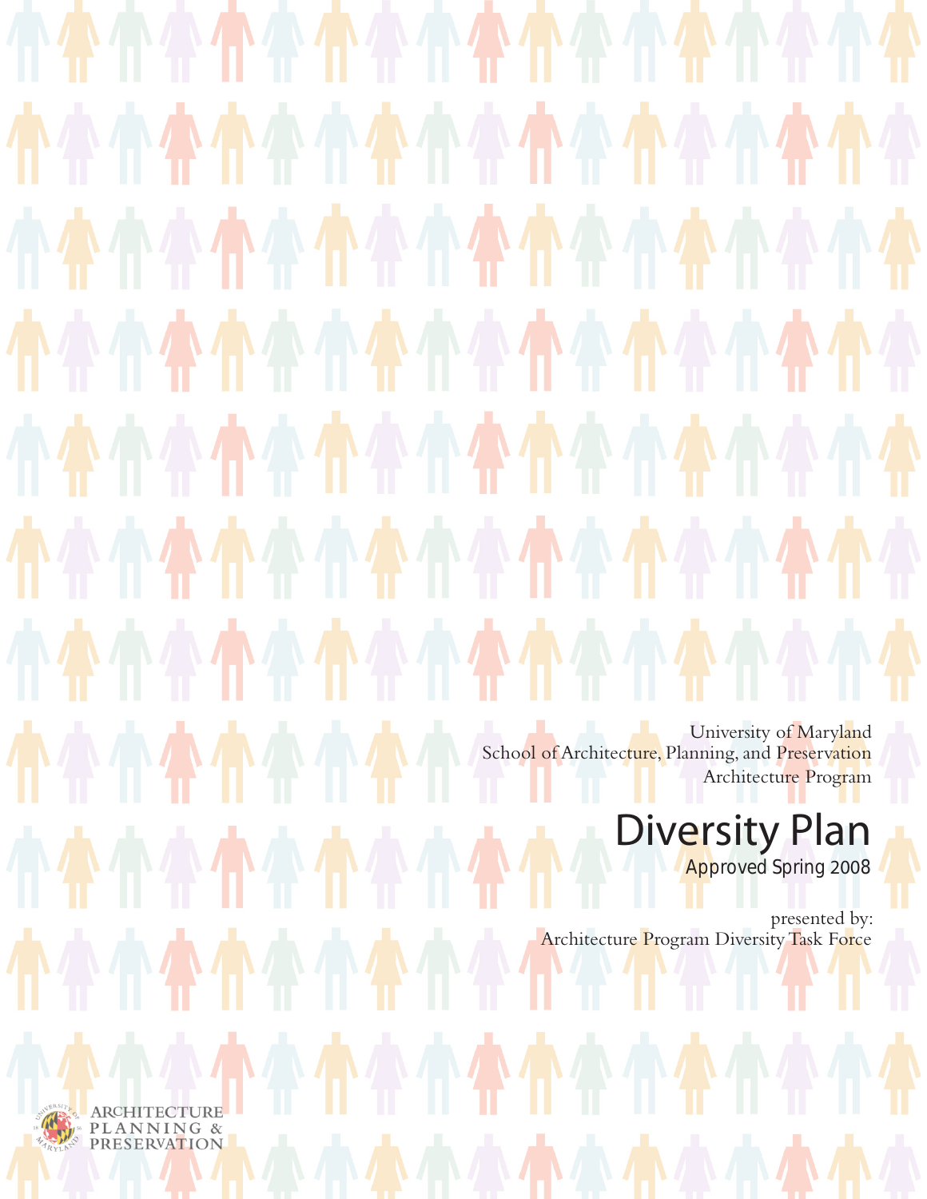University of Maryland
School of Architecture, Planning, and Preservation
Architecture Program

# Diversity Plan

Approved Spring 2008

presented by:
Architecture Program Diversity Task Force

ARCHITECTURE
PLANNING &
PRESERVATION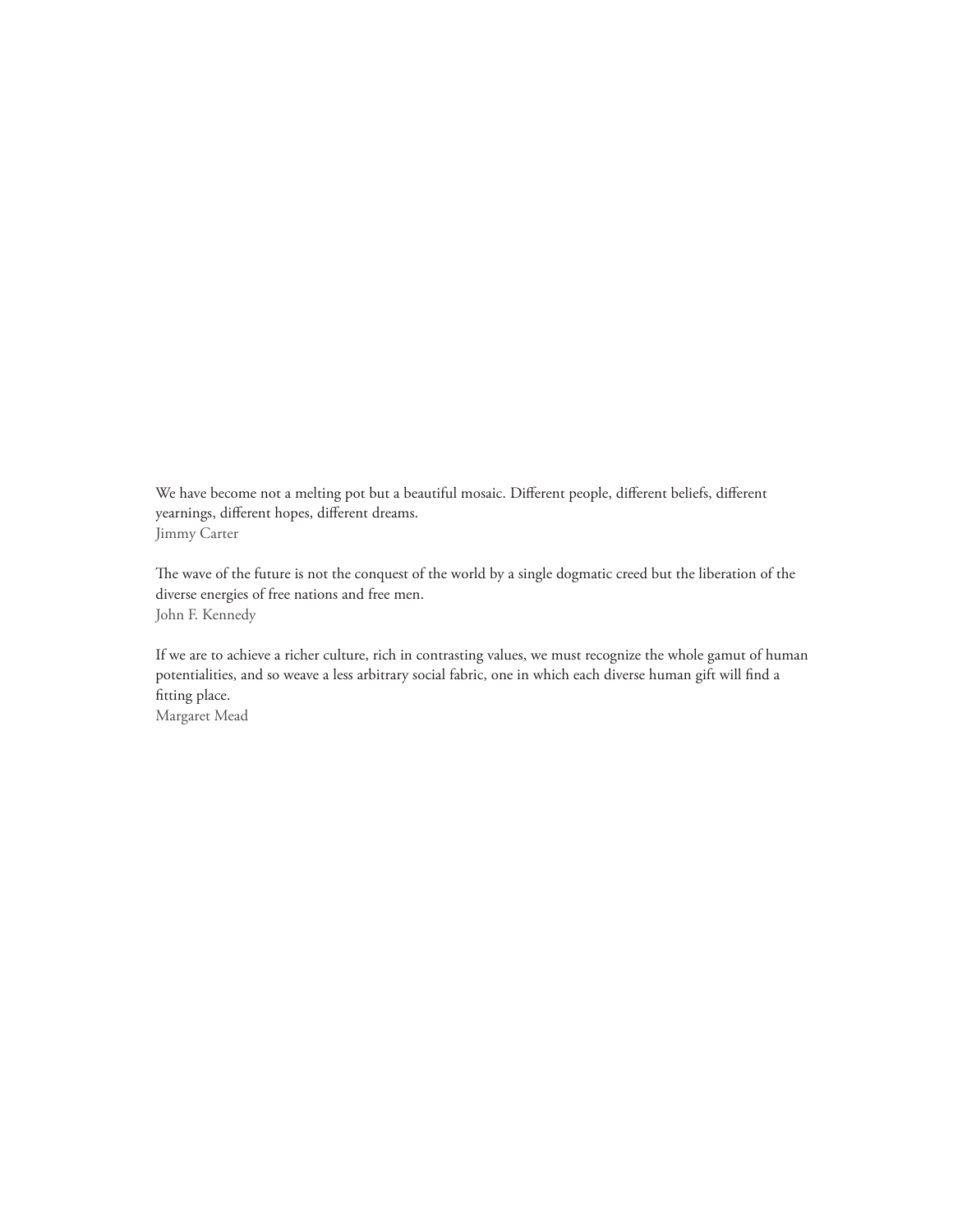We have become not a melting pot but a beautiful mosaic. Different people, different beliefs, different yearnings, different hopes, different dreams.
Jimmy Carter

The wave of the future is not the conquest of the world by a single dogmatic creed but the liberation of the diverse energies of free nations and free men.
John F. Kennedy

If we are to achieve a richer culture, rich in contrasting values, we must recognize the whole gamut of human potentialities, and so weave a less arbitrary social fabric, one in which each diverse human gift will find a fitting place.
Margaret Mead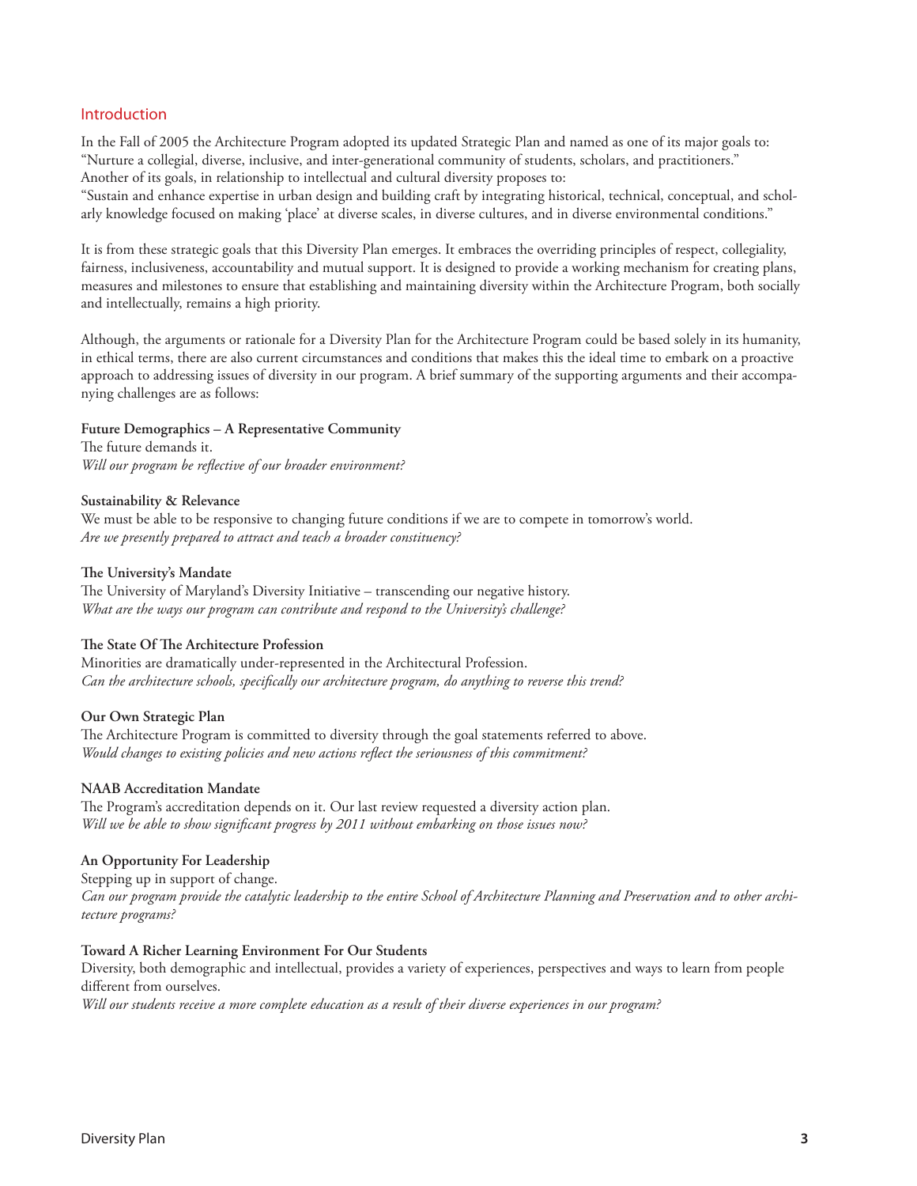## Introduction

In the Fall of 2005 the Architecture Program adopted its updated Strategic Plan and named as one of its major goals to: "Nurture a collegial, diverse, inclusive, and inter-generational community of students, scholars, and practitioners." Another of its goals, in relationship to intellectual and cultural diversity proposes to:
"Sustain and enhance expertise in urban design and building craft by integrating historical, technical, conceptual, and scholarly knowledge focused on making 'place' at diverse scales, in diverse cultures, and in diverse environmental conditions."

It is from these strategic goals that this Diversity Plan emerges. It embraces the overriding principles of respect, collegiality, fairness, inclusiveness, accountability and mutual support. It is designed to provide a working mechanism for creating plans, measures and milestones to ensure that establishing and maintaining diversity within the Architecture Program, both socially and intellectually, remains a high priority.

Although, the arguments or rationale for a Diversity Plan for the Architecture Program could be based solely in its humanity, in ethical terms, there are also current circumstances and conditions that makes this the ideal time to embark on a proactive approach to addressing issues of diversity in our program. A brief summary of the supporting arguments and their accompanying challenges are as follows:

**Future Demographics – A Representative Community**
The future demands it.
*Will our program be reflective of our broader environment?*

**Sustainability & Relevance**
We must be able to be responsive to changing future conditions if we are to compete in tomorrow's world.
*Are we presently prepared to attract and teach a broader constituency?*

**The University's Mandate**
The University of Maryland's Diversity Initiative – transcending our negative history.
*What are the ways our program can contribute and respond to the University's challenge?*

**The State Of The Architecture Profession**
Minorities are dramatically under-represented in the Architectural Profession.
*Can the architecture schools, specifically our architecture program, do anything to reverse this trend?*

**Our Own Strategic Plan**
The Architecture Program is committed to diversity through the goal statements referred to above.
*Would changes to existing policies and new actions reflect the seriousness of this commitment?*

**NAAB Accreditation Mandate**
The Program's accreditation depends on it. Our last review requested a diversity action plan.
*Will we be able to show significant progress by 2011 without embarking on those issues now?*

**An Opportunity For Leadership**
Stepping up in support of change.
*Can our program provide the catalytic leadership to the entire School of Architecture Planning and Preservation and to other architecture programs?*

**Toward A Richer Learning Environment For Our Students**
Diversity, both demographic and intellectual, provides a variety of experiences, perspectives and ways to learn from people different from ourselves.
*Will our students receive a more complete education as a result of their diverse experiences in our program?*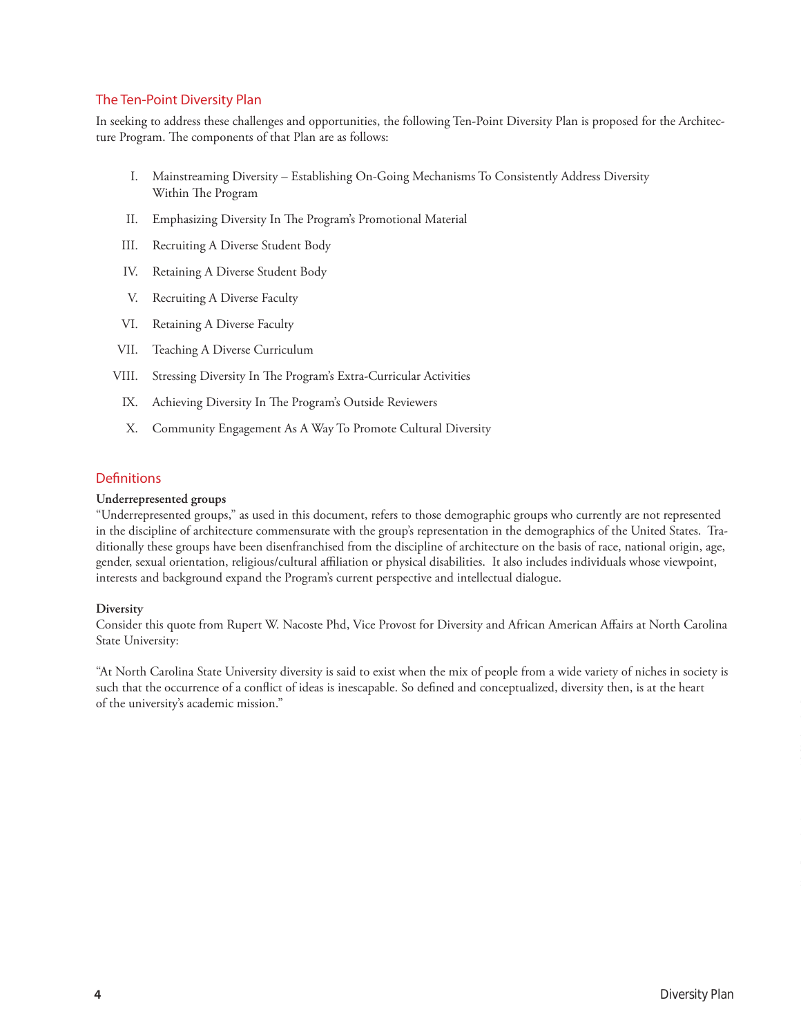## The Ten-Point Diversity Plan

In seeking to address these challenges and opportunities, the following Ten-Point Diversity Plan is proposed for the Architecture Program. The components of that Plan are as follows:

- I. Mainstreaming Diversity – Establishing On-Going Mechanisms To Consistently Address Diversity Within The Program
- II. Emphasizing Diversity In The Program's Promotional Material
- III. Recruiting A Diverse Student Body
- IV. Retaining A Diverse Student Body
- V. Recruiting A Diverse Faculty
- VI. Retaining A Diverse Faculty
- VII. Teaching A Diverse Curriculum
- VIII. Stressing Diversity In The Program's Extra-Curricular Activities
- IX. Achieving Diversity In The Program's Outside Reviewers
- X. Community Engagement As A Way To Promote Cultural Diversity

## Definitions

**Underrepresented groups**

"Underrepresented groups," as used in this document, refers to those demographic groups who currently are not represented in the discipline of architecture commensurate with the group's representation in the demographics of the United States. Traditionally these groups have been disenfranchised from the discipline of architecture on the basis of race, national origin, age, gender, sexual orientation, religious/cultural affiliation or physical disabilities. It also includes individuals whose viewpoint, interests and background expand the Program's current perspective and intellectual dialogue.

**Diversity**

Consider this quote from Rupert W. Nacoste Phd, Vice Provost for Diversity and African American Affairs at North Carolina State University:

"At North Carolina State University diversity is said to exist when the mix of people from a wide variety of niches in society is such that the occurrence of a conflict of ideas is inescapable. So defined and conceptualized, diversity then, is at the heart of the university's academic mission."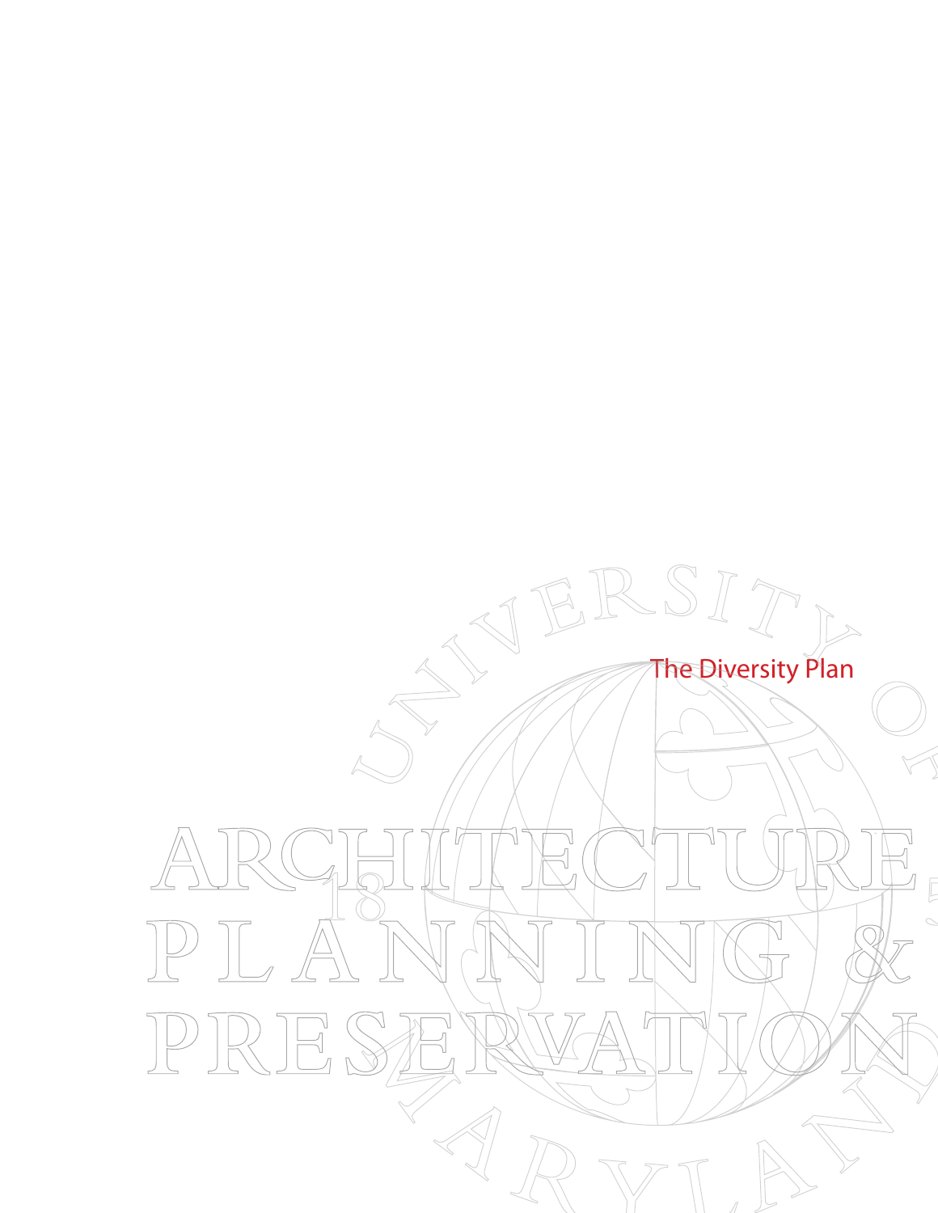The Diversity Plan

# ARCHITECTURE PLANNING & PRESERVATION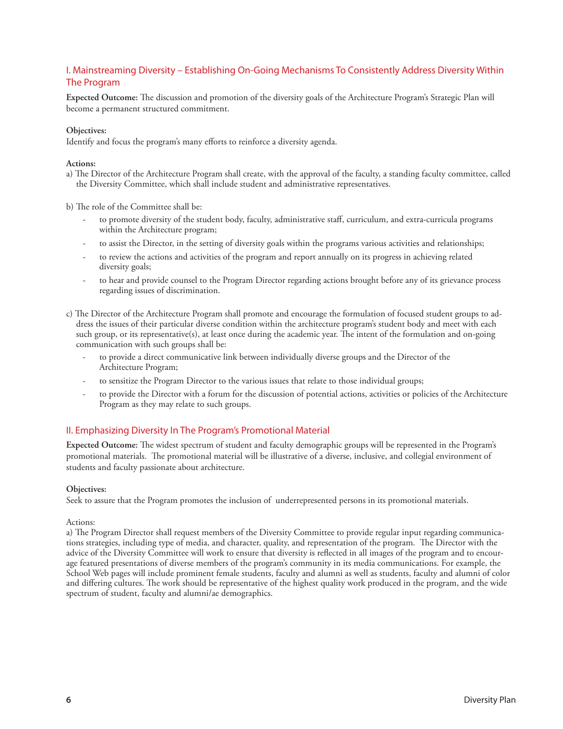## I. Mainstreaming Diversity – Establishing On-Going Mechanisms To Consistently Address Diversity Within The Program

**Expected Outcome:** The discussion and promotion of the diversity goals of the Architecture Program's Strategic Plan will become a permanent structured commitment.

**Objectives:**
Identify and focus the program's many efforts to reinforce a diversity agenda.

**Actions:**

a) The Director of the Architecture Program shall create, with the approval of the faculty, a standing faculty committee, called the Diversity Committee, which shall include student and administrative representatives.

b) The role of the Committee shall be:

- to promote diversity of the student body, faculty, administrative staff, curriculum, and extra-curricula programs within the Architecture program;
- to assist the Director, in the setting of diversity goals within the programs various activities and relationships;
- to review the actions and activities of the program and report annually on its progress in achieving related diversity goals;
- to hear and provide counsel to the Program Director regarding actions brought before any of its grievance process regarding issues of discrimination.

c) The Director of the Architecture Program shall promote and encourage the formulation of focused student groups to address the issues of their particular diverse condition within the architecture program's student body and meet with each such group, or its representative(s), at least once during the academic year. The intent of the formulation and on-going communication with such groups shall be:

- to provide a direct communicative link between individually diverse groups and the Director of the Architecture Program;
- to sensitize the Program Director to the various issues that relate to those individual groups;
- to provide the Director with a forum for the discussion of potential actions, activities or policies of the Architecture Program as they may relate to such groups.

## II. Emphasizing Diversity In The Program's Promotional Material

**Expected Outcome:** The widest spectrum of student and faculty demographic groups will be represented in the Program's promotional materials. The promotional material will be illustrative of a diverse, inclusive, and collegial environment of students and faculty passionate about architecture.

**Objectives:**
Seek to assure that the Program promotes the inclusion of underrepresented persons in its promotional materials.

Actions:

a) The Program Director shall request members of the Diversity Committee to provide regular input regarding communications strategies, including type of media, and character, quality, and representation of the program. The Director with the advice of the Diversity Committee will work to ensure that diversity is reflected in all images of the program and to encourage featured presentations of diverse members of the program's community in its media communications. For example, the School Web pages will include prominent female students, faculty and alumni as well as students, faculty and alumni of color and differing cultures. The work should be representative of the highest quality work produced in the program, and the wide spectrum of student, faculty and alumni/ae demographics.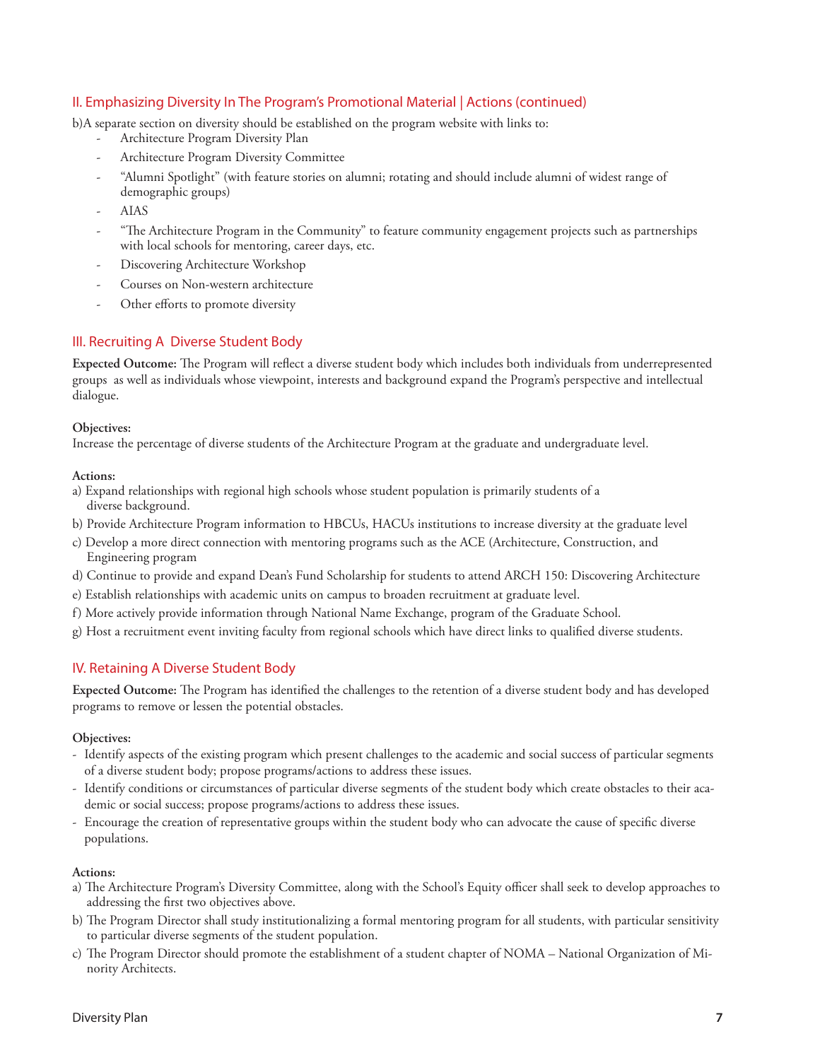## II. Emphasizing Diversity In The Program's Promotional Material | Actions (continued)

b)A separate section on diversity should be established on the program website with links to:

- Architecture Program Diversity Plan
- Architecture Program Diversity Committee
- "Alumni Spotlight" (with feature stories on alumni; rotating and should include alumni of widest range of demographic groups)
- AIAS
- "The Architecture Program in the Community" to feature community engagement projects such as partnerships with local schools for mentoring, career days, etc.
- Discovering Architecture Workshop
- Courses on Non-western architecture
- Other efforts to promote diversity

## III. Recruiting A Diverse Student Body

**Expected Outcome:** The Program will reflect a diverse student body which includes both individuals from underrepresented groups as well as individuals whose viewpoint, interests and background expand the Program's perspective and intellectual dialogue.

**Objectives:**

Increase the percentage of diverse students of the Architecture Program at the graduate and undergraduate level.

**Actions:**

a) Expand relationships with regional high schools whose student population is primarily students of a diverse background.

b) Provide Architecture Program information to HBCUs, HACUs institutions to increase diversity at the graduate level

c) Develop a more direct connection with mentoring programs such as the ACE (Architecture, Construction, and Engineering program

d) Continue to provide and expand Dean's Fund Scholarship for students to attend ARCH 150: Discovering Architecture

e) Establish relationships with academic units on campus to broaden recruitment at graduate level.

f) More actively provide information through National Name Exchange, program of the Graduate School.

g) Host a recruitment event inviting faculty from regional schools which have direct links to qualified diverse students.

## IV. Retaining A Diverse Student Body

**Expected Outcome:** The Program has identified the challenges to the retention of a diverse student body and has developed programs to remove or lessen the potential obstacles.

**Objectives:**

- Identify aspects of the existing program which present challenges to the academic and social success of particular segments of a diverse student body; propose programs/actions to address these issues.
- Identify conditions or circumstances of particular diverse segments of the student body which create obstacles to their academic or social success; propose programs/actions to address these issues.
- Encourage the creation of representative groups within the student body who can advocate the cause of specific diverse populations.

**Actions:**

a) The Architecture Program's Diversity Committee, along with the School's Equity officer shall seek to develop approaches to addressing the first two objectives above.

b) The Program Director shall study institutionalizing a formal mentoring program for all students, with particular sensitivity to particular diverse segments of the student population.

c) The Program Director should promote the establishment of a student chapter of NOMA – National Organization of Minority Architects.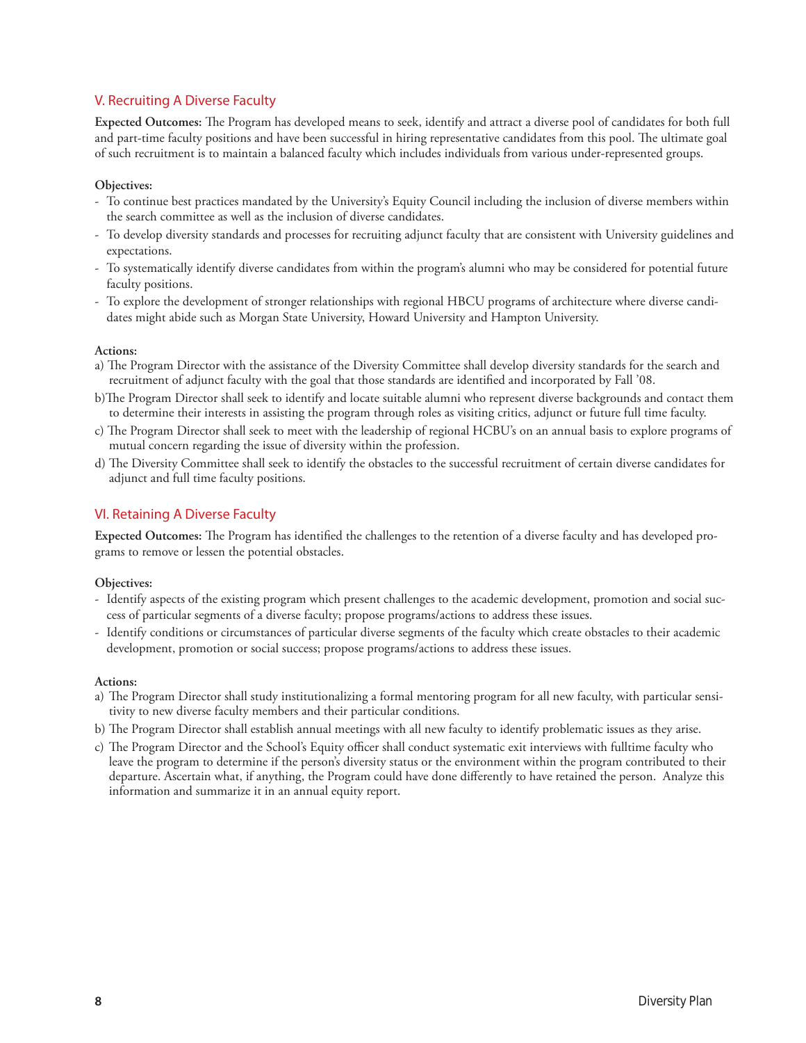## V. Recruiting A Diverse Faculty

**Expected Outcomes:** The Program has developed means to seek, identify and attract a diverse pool of candidates for both full and part-time faculty positions and have been successful in hiring representative candidates from this pool. The ultimate goal of such recruitment is to maintain a balanced faculty which includes individuals from various under-represented groups.

**Objectives:**

- To continue best practices mandated by the University's Equity Council including the inclusion of diverse members within the search committee as well as the inclusion of diverse candidates.
- To develop diversity standards and processes for recruiting adjunct faculty that are consistent with University guidelines and expectations.
- To systematically identify diverse candidates from within the program's alumni who may be considered for potential future faculty positions.
- To explore the development of stronger relationships with regional HBCU programs of architecture where diverse candidates might abide such as Morgan State University, Howard University and Hampton University.

**Actions:**

a) The Program Director with the assistance of the Diversity Committee shall develop diversity standards for the search and recruitment of adjunct faculty with the goal that those standards are identified and incorporated by Fall '08.

b)The Program Director shall seek to identify and locate suitable alumni who represent diverse backgrounds and contact them to determine their interests in assisting the program through roles as visiting critics, adjunct or future full time faculty.

c) The Program Director shall seek to meet with the leadership of regional HCBU's on an annual basis to explore programs of mutual concern regarding the issue of diversity within the profession.

d) The Diversity Committee shall seek to identify the obstacles to the successful recruitment of certain diverse candidates for adjunct and full time faculty positions.

## VI. Retaining A Diverse Faculty

**Expected Outcomes:** The Program has identified the challenges to the retention of a diverse faculty and has developed programs to remove or lessen the potential obstacles.

**Objectives:**

- Identify aspects of the existing program which present challenges to the academic development, promotion and social success of particular segments of a diverse faculty; propose programs/actions to address these issues.
- Identify conditions or circumstances of particular diverse segments of the faculty which create obstacles to their academic development, promotion or social success; propose programs/actions to address these issues.

**Actions:**

a) The Program Director shall study institutionalizing a formal mentoring program for all new faculty, with particular sensitivity to new diverse faculty members and their particular conditions.

b) The Program Director shall establish annual meetings with all new faculty to identify problematic issues as they arise.

c) The Program Director and the School's Equity officer shall conduct systematic exit interviews with fulltime faculty who leave the program to determine if the person's diversity status or the environment within the program contributed to their departure. Ascertain what, if anything, the Program could have done differently to have retained the person. Analyze this information and summarize it in an annual equity report.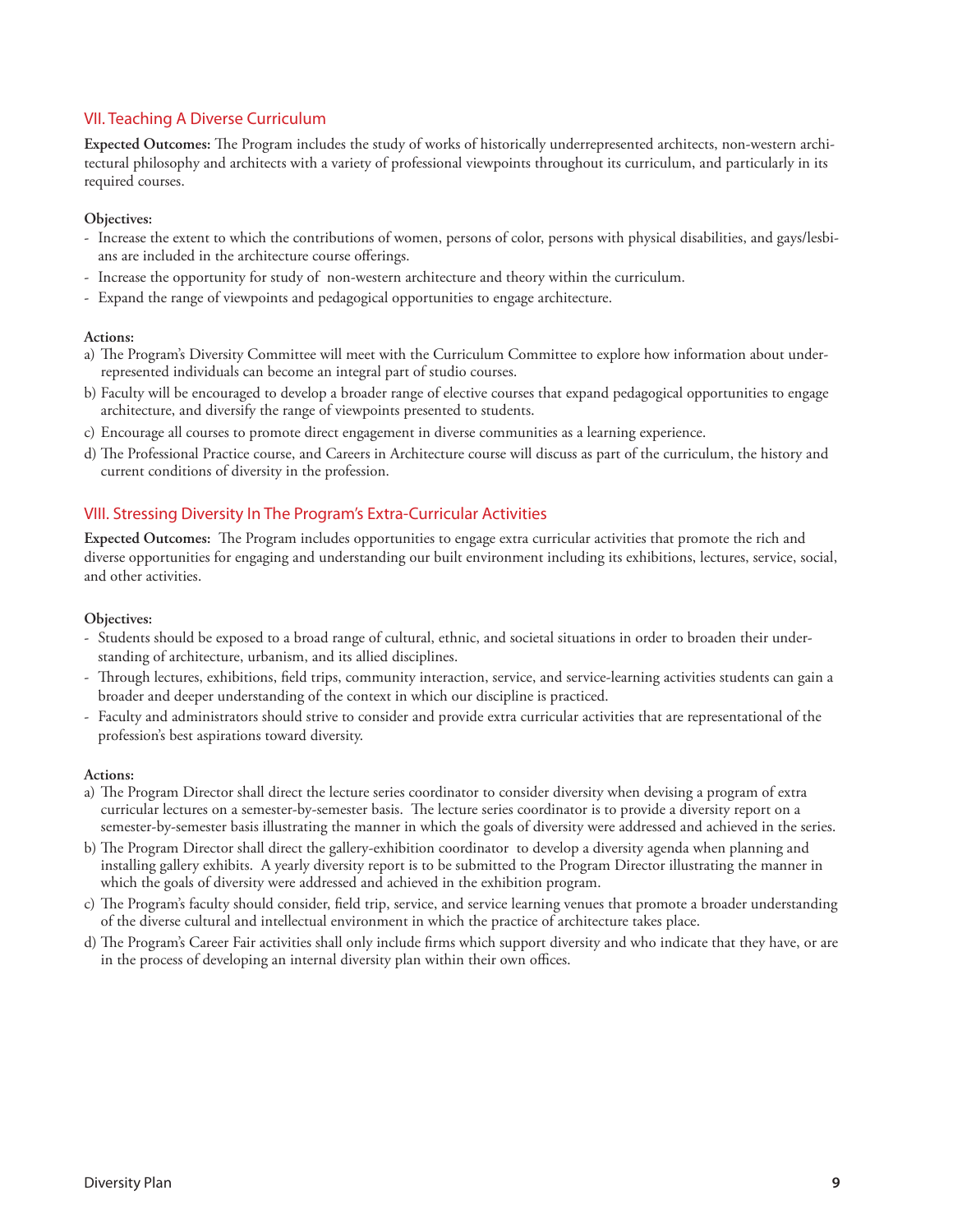## VII. Teaching A Diverse Curriculum

**Expected Outcomes:** The Program includes the study of works of historically underrepresented architects, non-western architectural philosophy and architects with a variety of professional viewpoints throughout its curriculum, and particularly in its required courses.

**Objectives:**

- Increase the extent to which the contributions of women, persons of color, persons with physical disabilities, and gays/lesbians are included in the architecture course offerings.
- Increase the opportunity for study of non-western architecture and theory within the curriculum.
- Expand the range of viewpoints and pedagogical opportunities to engage architecture.

**Actions:**

a) The Program's Diversity Committee will meet with the Curriculum Committee to explore how information about underrepresented individuals can become an integral part of studio courses.

b) Faculty will be encouraged to develop a broader range of elective courses that expand pedagogical opportunities to engage architecture, and diversify the range of viewpoints presented to students.

c) Encourage all courses to promote direct engagement in diverse communities as a learning experience.

d) The Professional Practice course, and Careers in Architecture course will discuss as part of the curriculum, the history and current conditions of diversity in the profession.

## VIII. Stressing Diversity In The Program's Extra-Curricular Activities

**Expected Outcomes:** The Program includes opportunities to engage extra curricular activities that promote the rich and diverse opportunities for engaging and understanding our built environment including its exhibitions, lectures, service, social, and other activities.

**Objectives:**

- Students should be exposed to a broad range of cultural, ethnic, and societal situations in order to broaden their understanding of architecture, urbanism, and its allied disciplines.
- Through lectures, exhibitions, field trips, community interaction, service, and service-learning activities students can gain a broader and deeper understanding of the context in which our discipline is practiced.
- Faculty and administrators should strive to consider and provide extra curricular activities that are representational of the profession's best aspirations toward diversity.

**Actions:**

a) The Program Director shall direct the lecture series coordinator to consider diversity when devising a program of extra curricular lectures on a semester-by-semester basis. The lecture series coordinator is to provide a diversity report on a semester-by-semester basis illustrating the manner in which the goals of diversity were addressed and achieved in the series.

b) The Program Director shall direct the gallery-exhibition coordinator to develop a diversity agenda when planning and installing gallery exhibits. A yearly diversity report is to be submitted to the Program Director illustrating the manner in which the goals of diversity were addressed and achieved in the exhibition program.

c) The Program's faculty should consider, field trip, service, and service learning venues that promote a broader understanding of the diverse cultural and intellectual environment in which the practice of architecture takes place.

d) The Program's Career Fair activities shall only include firms which support diversity and who indicate that they have, or are in the process of developing an internal diversity plan within their own offices.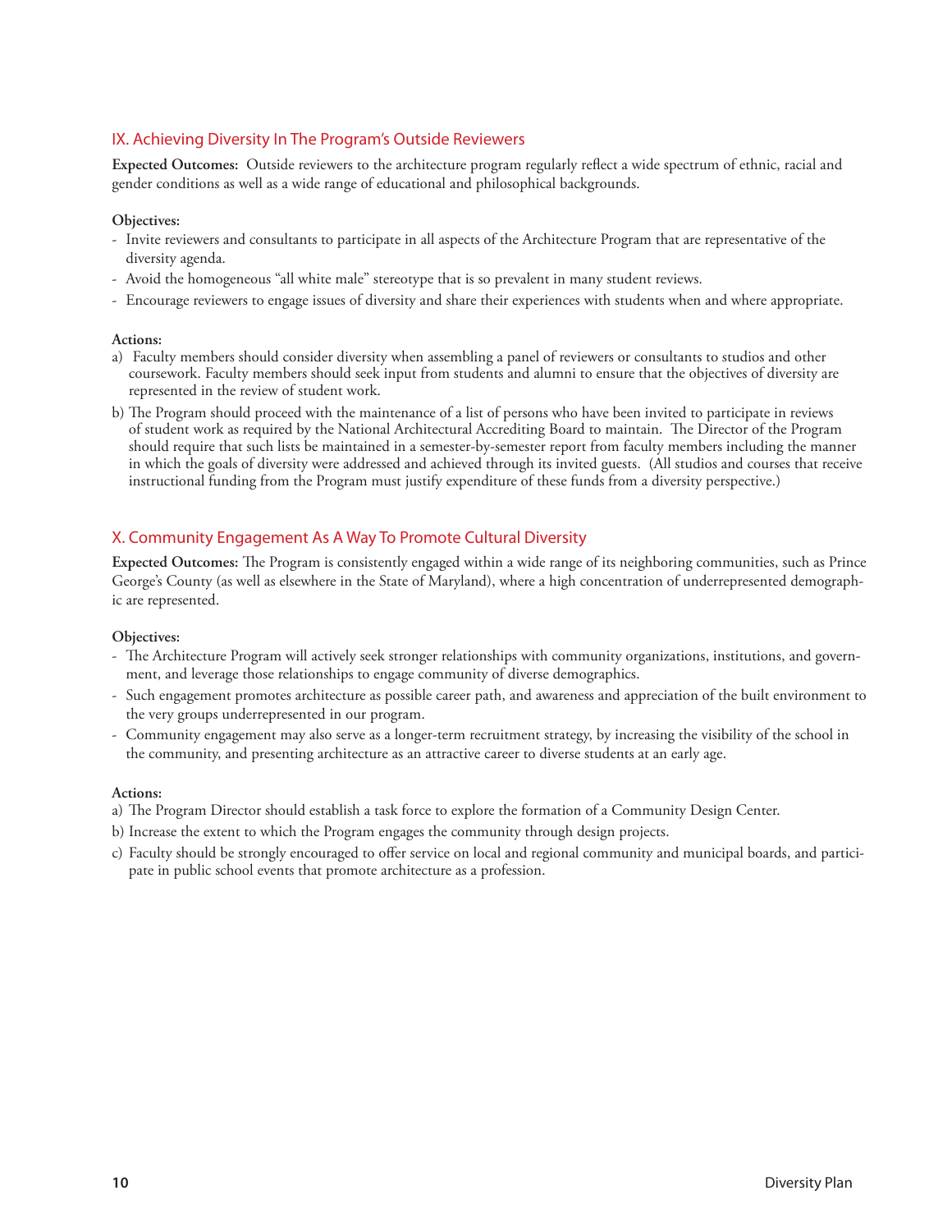## IX. Achieving Diversity In The Program's Outside Reviewers

**Expected Outcomes:** Outside reviewers to the architecture program regularly reflect a wide spectrum of ethnic, racial and gender conditions as well as a wide range of educational and philosophical backgrounds.

**Objectives:**

- Invite reviewers and consultants to participate in all aspects of the Architecture Program that are representative of the diversity agenda.
- Avoid the homogeneous "all white male" stereotype that is so prevalent in many student reviews.
- Encourage reviewers to engage issues of diversity and share their experiences with students when and where appropriate.

**Actions:**

a) Faculty members should consider diversity when assembling a panel of reviewers or consultants to studios and other coursework. Faculty members should seek input from students and alumni to ensure that the objectives of diversity are represented in the review of student work.

b) The Program should proceed with the maintenance of a list of persons who have been invited to participate in reviews of student work as required by the National Architectural Accrediting Board to maintain. The Director of the Program should require that such lists be maintained in a semester-by-semester report from faculty members including the manner in which the goals of diversity were addressed and achieved through its invited guests. (All studios and courses that receive instructional funding from the Program must justify expenditure of these funds from a diversity perspective.)

## X. Community Engagement As A Way To Promote Cultural Diversity

**Expected Outcomes:** The Program is consistently engaged within a wide range of its neighboring communities, such as Prince George's County (as well as elsewhere in the State of Maryland), where a high concentration of underrepresented demographic are represented.

**Objectives:**

- The Architecture Program will actively seek stronger relationships with community organizations, institutions, and government, and leverage those relationships to engage community of diverse demographics.
- Such engagement promotes architecture as possible career path, and awareness and appreciation of the built environment to the very groups underrepresented in our program.
- Community engagement may also serve as a longer-term recruitment strategy, by increasing the visibility of the school in the community, and presenting architecture as an attractive career to diverse students at an early age.

**Actions:**

a) The Program Director should establish a task force to explore the formation of a Community Design Center.

b) Increase the extent to which the Program engages the community through design projects.

c) Faculty should be strongly encouraged to offer service on local and regional community and municipal boards, and participate in public school events that promote architecture as a profession.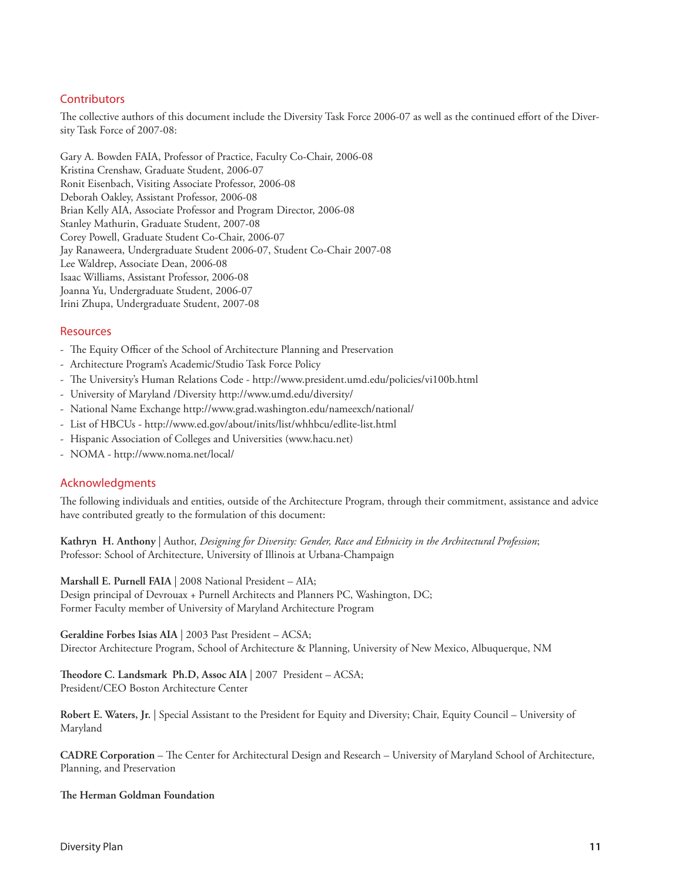## Contributors

The collective authors of this document include the Diversity Task Force 2006-07 as well as the continued effort of the Diversity Task Force of 2007-08:

Gary A. Bowden FAIA, Professor of Practice, Faculty Co-Chair, 2006-08
Kristina Crenshaw, Graduate Student, 2006-07
Ronit Eisenbach, Visiting Associate Professor, 2006-08
Deborah Oakley, Assistant Professor, 2006-08
Brian Kelly AIA, Associate Professor and Program Director, 2006-08
Stanley Mathurin, Graduate Student, 2007-08
Corey Powell, Graduate Student Co-Chair, 2006-07
Jay Ranaweera, Undergraduate Student 2006-07, Student Co-Chair 2007-08
Lee Waldrep, Associate Dean, 2006-08
Isaac Williams, Assistant Professor, 2006-08
Joanna Yu, Undergraduate Student, 2006-07
Irini Zhupa, Undergraduate Student, 2007-08

## Resources

- The Equity Officer of the School of Architecture Planning and Preservation
- Architecture Program's Academic/Studio Task Force Policy
- The University's Human Relations Code - http://www.president.umd.edu/policies/vi100b.html
- University of Maryland /Diversity http://www.umd.edu/diversity/
- National Name Exchange http://www.grad.washington.edu/nameexch/national/
- List of HBCUs - http://www.ed.gov/about/inits/list/whhbcu/edlite-list.html
- Hispanic Association of Colleges and Universities (www.hacu.net)
- NOMA - http://www.noma.net/local/

## Acknowledgments

The following individuals and entities, outside of the Architecture Program, through their commitment, assistance and advice have contributed greatly to the formulation of this document:

**Kathryn H. Anthony** | Author, *Designing for Diversity: Gender, Race and Ethnicity in the Architectural Profession*; Professor: School of Architecture, University of Illinois at Urbana-Champaign

**Marshall E. Purnell FAIA** | 2008 National President – AIA;
Design principal of Devrouax + Purnell Architects and Planners PC, Washington, DC;
Former Faculty member of University of Maryland Architecture Program

**Geraldine Forbes Isias AIA** | 2003 Past President – ACSA;
Director Architecture Program, School of Architecture & Planning, University of New Mexico, Albuquerque, NM

**Theodore C. Landsmark Ph.D, Assoc AIA** | 2007 President – ACSA;
President/CEO Boston Architecture Center

**Robert E. Waters, Jr.** | Special Assistant to the President for Equity and Diversity; Chair, Equity Council – University of Maryland

**CADRE Corporation** – The Center for Architectural Design and Research – University of Maryland School of Architecture, Planning, and Preservation

**The Herman Goldman Foundation**